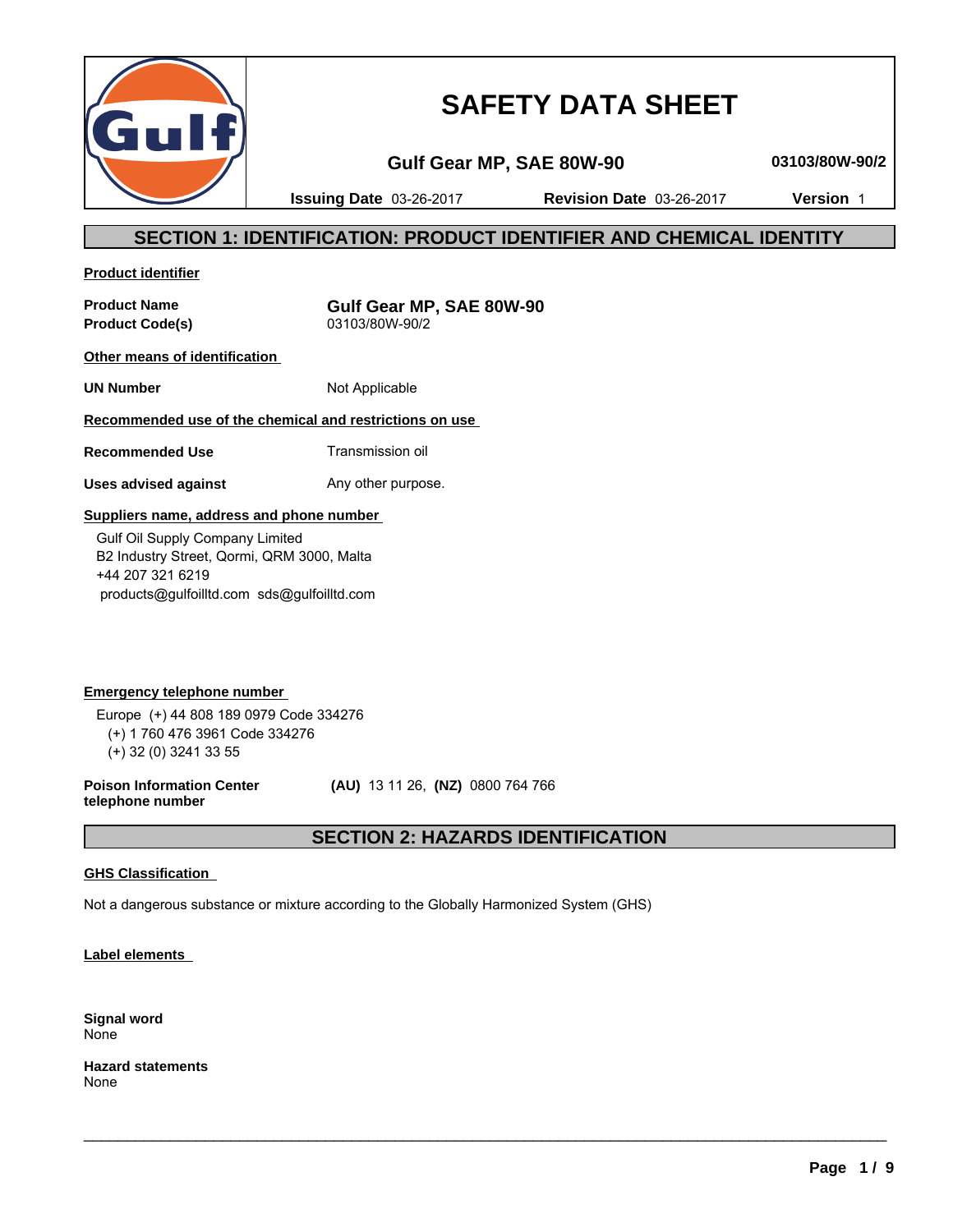# SAFETY DATA SHEET

**Gulf Gear MP, SAE 80W-90** **03103/80W-90/2**

**Issuing Date** 03-26-2017 **Revision Date** 03-26-2017 **Version** 1

## SECTION 1: IDENTIFICATION: PRODUCT IDENTIFIER AND CHEMICAL IDENTITY

**Product identifier**

**Product Name** **Gulf Gear MP, SAE 80W-90**
**Product Code(s)** 03103/80W-90/2

**Other means of identification**

**UN Number** Not Applicable

**Recommended use of the chemical and restrictions on use**

**Recommended Use** Transmission oil

**Uses advised against** Any other purpose.

**Suppliers name, address and phone number**

Gulf Oil Supply Company Limited
B2 Industry Street, Qormi, QRM 3000, Malta
+44 207 321 6219
products@gulfoilltd.com sds@gulfoilltd.com

**Emergency telephone number**

Europe (+) 44 808 189 0979 Code 334276
(+) 1 760 476 3961 Code 334276
(+) 32 (0) 3241 33 55

**Poison Information Center telephone number** **(AU)** 13 11 26, **(NZ)** 0800 764 766

## SECTION 2: HAZARDS IDENTIFICATION

**GHS Classification**

Not a dangerous substance or mixture according to the Globally Harmonized System (GHS)

**Label elements**

**Signal word**
None

**Hazard statements**
None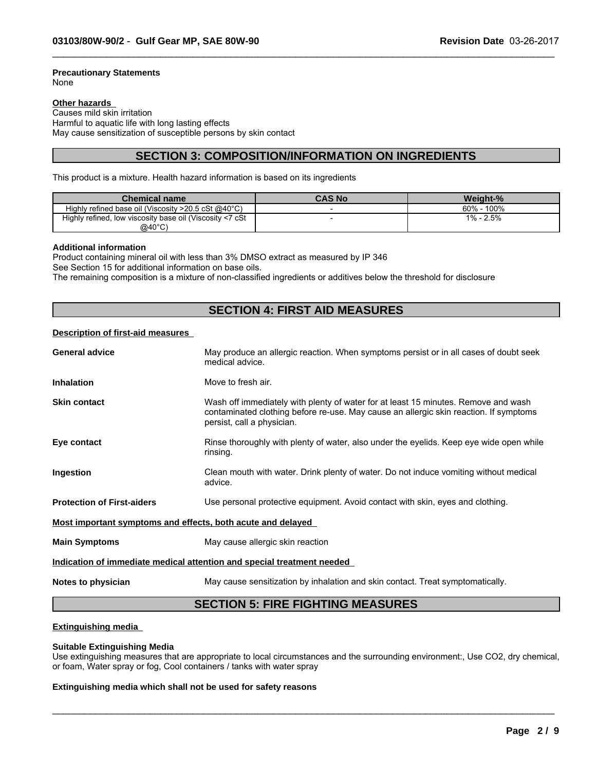**Precautionary Statements**
None

**Other hazards**
Causes mild skin irritation
Harmful to aquatic life with long lasting effects
May cause sensitization of susceptible persons by skin contact

## SECTION 3: COMPOSITION/INFORMATION ON INGREDIENTS

This product is a mixture. Health hazard information is based on its ingredients

| Chemical name | CAS No | Weight-% |
|---|---|---|
| Highly refined base oil (Viscosity >20.5 cSt @40°C) | - | 60% - 100% |
| Highly refined, low viscosity base oil (Viscosity <7 cSt @40°C) | - | 1% - 2.5% |

**Additional information**
Product containing mineral oil with less than 3% DMSO extract as measured by IP 346
See Section 15 for additional information on base oils.
The remaining composition is a mixture of non-classified ingredients or additives below the threshold for disclosure

## SECTION 4: FIRST AID MEASURES

**Description of first-aid measures**

**General advice** May produce an allergic reaction. When symptoms persist or in all cases of doubt seek medical advice.

**Inhalation** Move to fresh air.

**Skin contact** Wash off immediately with plenty of water for at least 15 minutes. Remove and wash contaminated clothing before re-use. May cause an allergic skin reaction. If symptoms persist, call a physician.

**Eye contact** Rinse thoroughly with plenty of water, also under the eyelids. Keep eye wide open while rinsing.

**Ingestion** Clean mouth with water. Drink plenty of water. Do not induce vomiting without medical advice.

**Protection of First-aiders** Use personal protective equipment. Avoid contact with skin, eyes and clothing.

**Most important symptoms and effects, both acute and delayed**

**Main Symptoms** May cause allergic skin reaction

**Indication of immediate medical attention and special treatment needed**

**Notes to physician** May cause sensitization by inhalation and skin contact. Treat symptomatically.

## SECTION 5: FIRE FIGHTING MEASURES

**Extinguishing media**

**Suitable Extinguishing Media**
Use extinguishing measures that are appropriate to local circumstances and the surrounding environment:, Use $CO_2$, dry chemical, or foam, Water spray or fog, Cool containers / tanks with water spray

**Extinguishing media which shall not be used for safety reasons**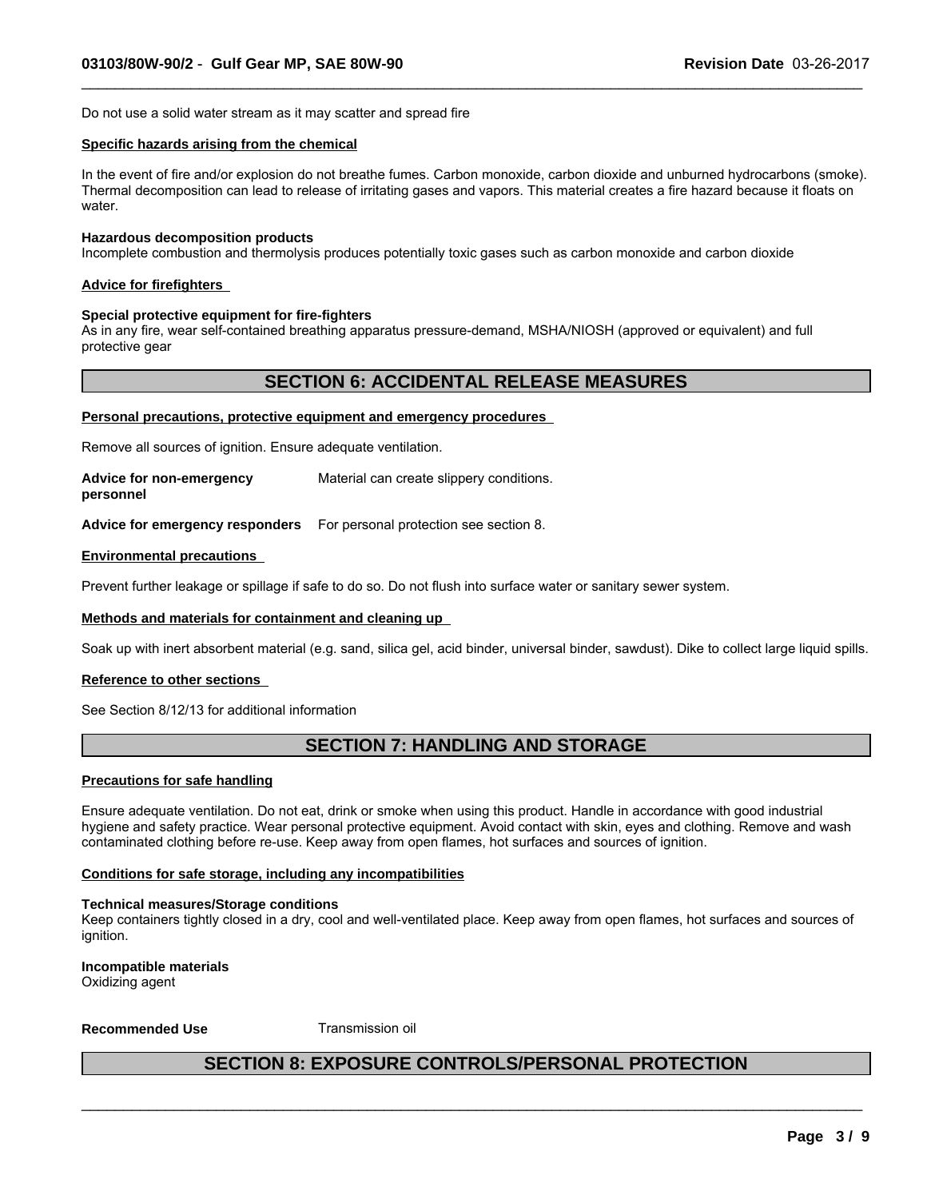Do not use a solid water stream as it may scatter and spread fire

**Specific hazards arising from the chemical**

In the event of fire and/or explosion do not breathe fumes. Carbon monoxide, carbon dioxide and unburned hydrocarbons (smoke). Thermal decomposition can lead to release of irritating gases and vapors. This material creates a fire hazard because it floats on water.

**Hazardous decomposition products**
Incomplete combustion and thermolysis produces potentially toxic gases such as carbon monoxide and carbon dioxide

**Advice for firefighters**

**Special protective equipment for fire-fighters**
As in any fire, wear self-contained breathing apparatus pressure-demand, MSHA/NIOSH (approved or equivalent) and full protective gear

## SECTION 6: ACCIDENTAL RELEASE MEASURES

**Personal precautions, protective equipment and emergency procedures**

Remove all sources of ignition. Ensure adequate ventilation.

**Advice for non-emergency personnel** Material can create slippery conditions.

**Advice for emergency responders** For personal protection see section 8.

**Environmental precautions**

Prevent further leakage or spillage if safe to do so. Do not flush into surface water or sanitary sewer system.

**Methods and materials for containment and cleaning up**

Soak up with inert absorbent material (e.g. sand, silica gel, acid binder, universal binder, sawdust). Dike to collect large liquid spills.

**Reference to other sections**

See Section 8/12/13 for additional information

## SECTION 7: HANDLING AND STORAGE

**Precautions for safe handling**

Ensure adequate ventilation. Do not eat, drink or smoke when using this product. Handle in accordance with good industrial hygiene and safety practice. Wear personal protective equipment. Avoid contact with skin, eyes and clothing. Remove and wash contaminated clothing before re-use. Keep away from open flames, hot surfaces and sources of ignition.

**Conditions for safe storage, including any incompatibilities**

**Technical measures/Storage conditions**
Keep containers tightly closed in a dry, cool and well-ventilated place. Keep away from open flames, hot surfaces and sources of ignition.

**Incompatible materials**
Oxidizing agent

**Recommended Use** Transmission oil

## SECTION 8: EXPOSURE CONTROLS/PERSONAL PROTECTION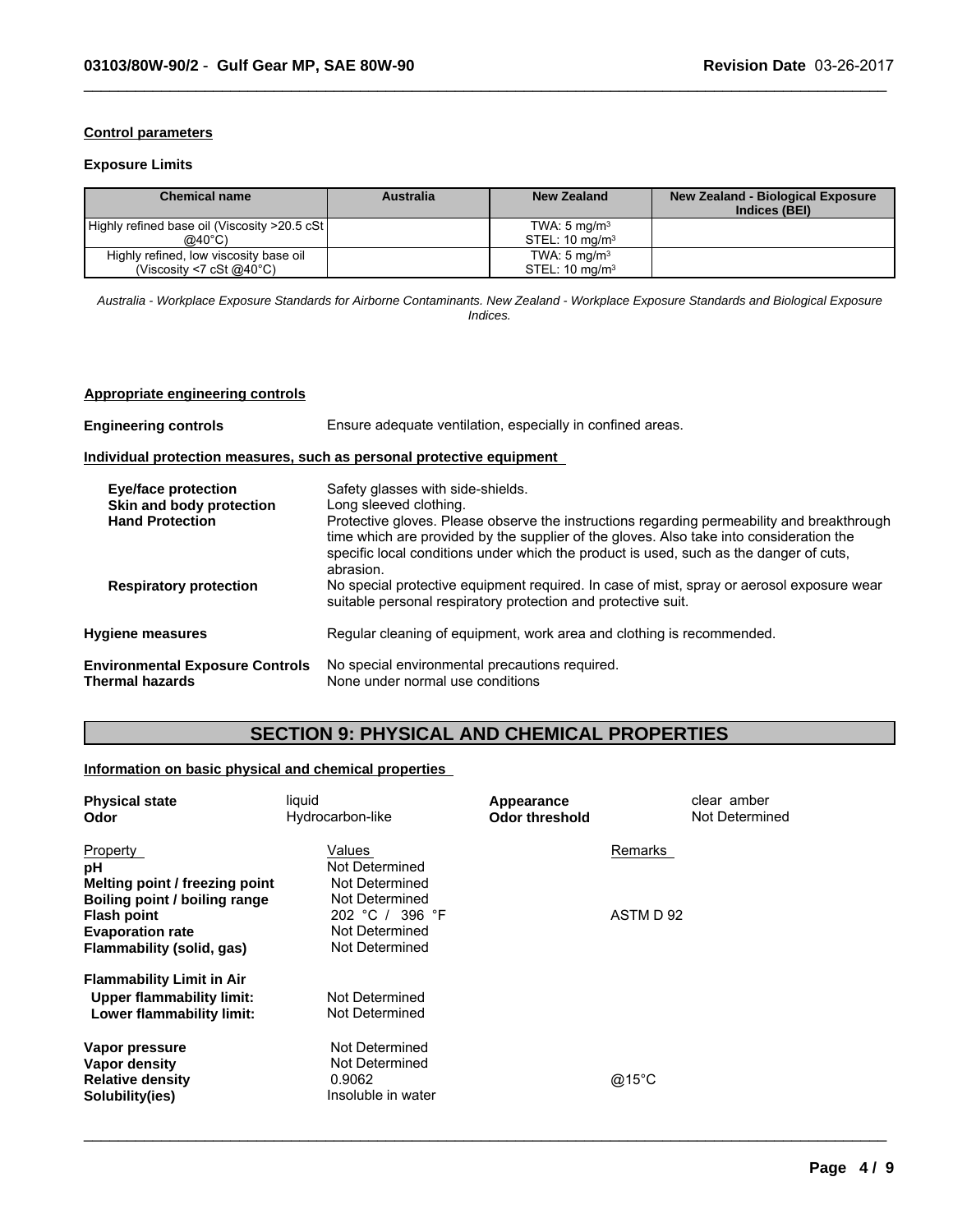#### Control parameters

**Exposure Limits**

| Chemical name | Australia | New Zealand | New Zealand - Biological Exposure Indices (BEI) |
| --- | --- | --- | --- |
| Highly refined base oil (Viscosity >20.5 cSt @40°C) | | TWA: 5 mg/m³<br>STEL: 10 mg/m³ | |
| Highly refined, low viscosity base oil (Viscosity <7 cSt @40°C) | | TWA: 5 mg/m³<br>STEL: 10 mg/m³ | |

*Australia - Workplace Exposure Standards for Airborne Contaminants. New Zealand - Workplace Exposure Standards and Biological Exposure Indices.*

#### Appropriate engineering controls

**Engineering controls** Ensure adequate ventilation, especially in confined areas.

#### Individual protection measures, such as personal protective equipment

**Eye/face protection** Safety glasses with side-shields.

**Skin and body protection** Long sleeved clothing.

**Hand Protection** Protective gloves. Please observe the instructions regarding permeability and breakthrough time which are provided by the supplier of the gloves. Also take into consideration the specific local conditions under which the product is used, such as the danger of cuts, abrasion.

**Respiratory protection** No special protective equipment required. In case of mist, spray or aerosol exposure wear suitable personal respiratory protection and protective suit.

**Hygiene measures** Regular cleaning of equipment, work area and clothing is recommended.

**Environmental Exposure Controls** No special environmental precautions required.

**Thermal hazards** None under normal use conditions

## SECTION 9: PHYSICAL AND CHEMICAL PROPERTIES

#### Information on basic physical and chemical properties

| | | | |
| --- | --- | --- | --- |
| **Physical state** | liquid | **Appearance** | clear amber |
| **Odor** | Hydrocarbon-like | **Odor threshold** | Not Determined |

| Property | Values | Remarks |
| --- | --- | --- |
| **pH** | Not Determined | |
| **Melting point / freezing point** | Not Determined | |
| **Boiling point / boiling range** | Not Determined | |
| **Flash point** | 202 °C / 396 °F | ASTM D 92 |
| **Evaporation rate** | Not Determined | |
| **Flammability (solid, gas)** | Not Determined | |
| **Flammability Limit in Air** | | |
| **Upper flammability limit:** | Not Determined | |
| **Lower flammability limit:** | Not Determined | |
| **Vapor pressure** | Not Determined | |
| **Vapor density** | Not Determined | |
| **Relative density** | 0.9062 | @15°C |
| **Solubility(ies)** | Insoluble in water | |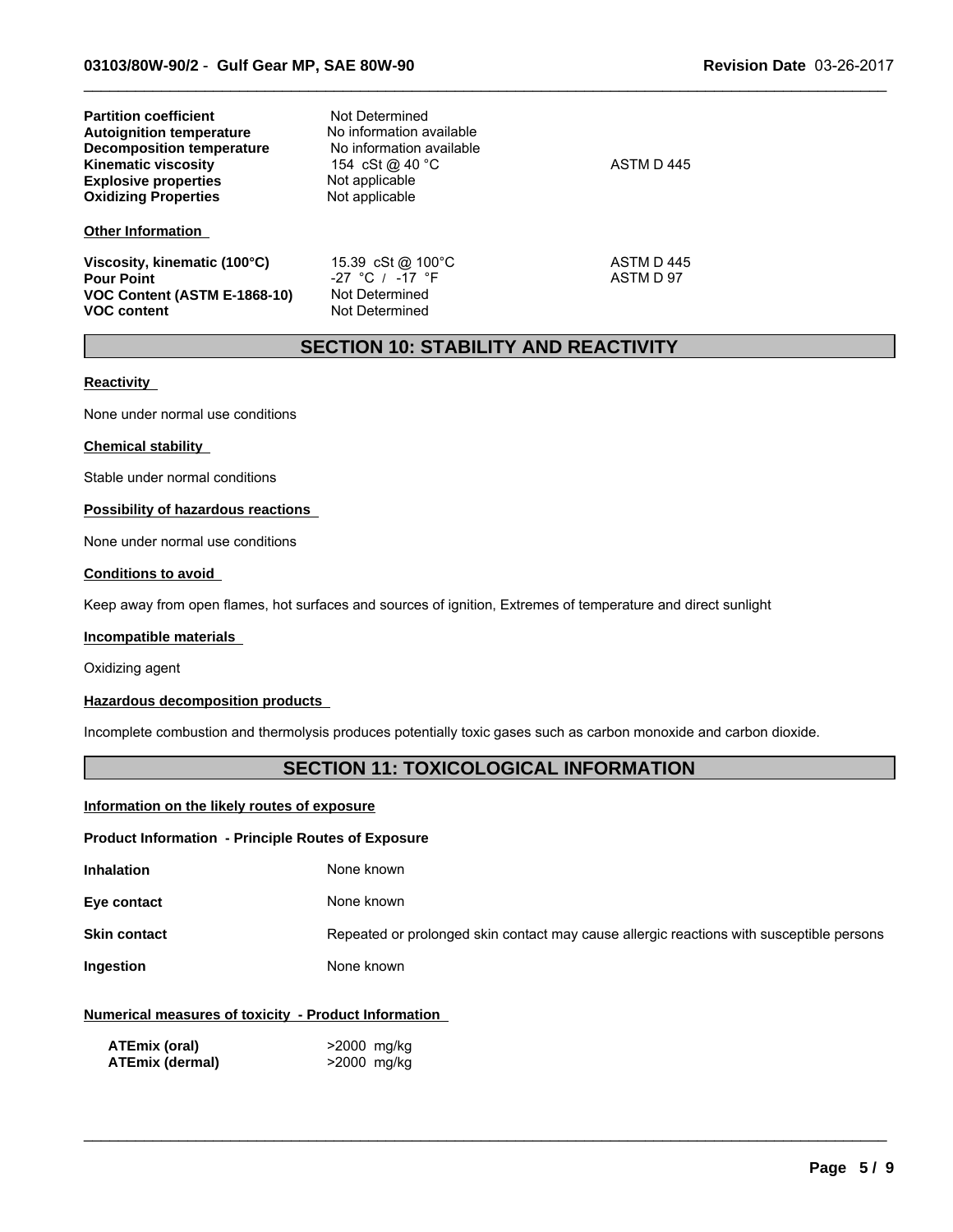| | | |
|---|---|---|
| **Partition coefficient** | Not Determined | |
| **Autoignition temperature** | No information available | |
| **Decomposition temperature** | No information available | |
| **Kinematic viscosity** | 154 cSt @ 40 °C | ASTM D 445 |
| **Explosive properties** | Not applicable | |
| **Oxidizing Properties** | Not applicable | |

**Other Information**

| | | |
|---|---|---|
| **Viscosity, kinematic (100°C)** | 15.39 cSt @ 100°C | ASTM D 445 |
| **Pour Point** | -27 °C / -17 °F | ASTM D 97 |
| **VOC Content (ASTM E-1868-10)** | Not Determined | |
| **VOC content** | Not Determined | |

## SECTION 10: STABILITY AND REACTIVITY

**Reactivity**

None under normal use conditions

**Chemical stability**

Stable under normal conditions

**Possibility of hazardous reactions**

None under normal use conditions

**Conditions to avoid**

Keep away from open flames, hot surfaces and sources of ignition, Extremes of temperature and direct sunlight

**Incompatible materials**

Oxidizing agent

**Hazardous decomposition products**

Incomplete combustion and thermolysis produces potentially toxic gases such as carbon monoxide and carbon dioxide.

## SECTION 11: TOXICOLOGICAL INFORMATION

**Information on the likely routes of exposure**

**Product Information - Principle Routes of Exposure**

| | |
|---|---|
| **Inhalation** | None known |
| **Eye contact** | None known |
| **Skin contact** | Repeated or prolonged skin contact may cause allergic reactions with susceptible persons |
| **Ingestion** | None known |

**Numerical measures of toxicity - Product Information**

| | |
|---|---|
| **ATEmix (oral)** | >2000 mg/kg |
| **ATEmix (dermal)** | >2000 mg/kg |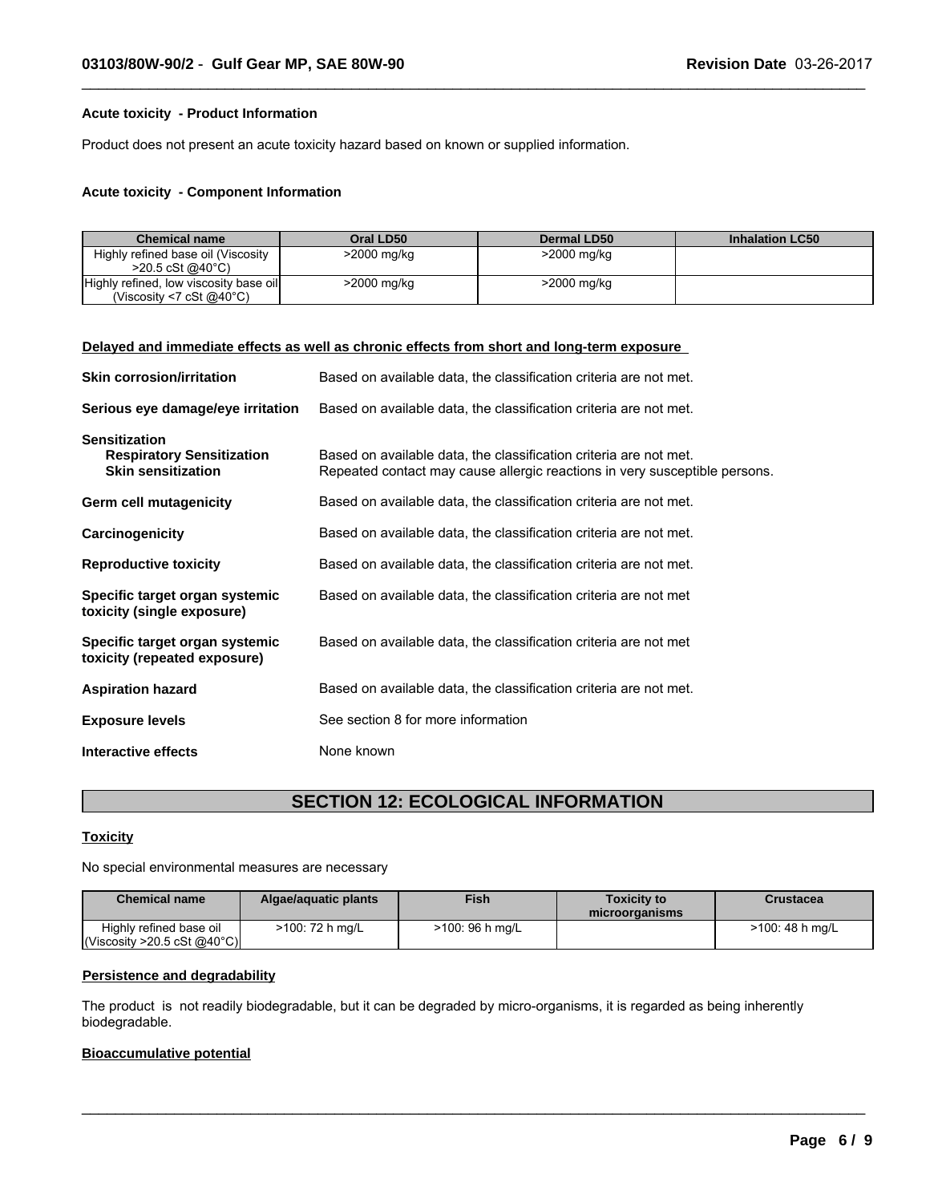### Acute toxicity - Product Information

Product does not present an acute toxicity hazard based on known or supplied information.

### Acute toxicity - Component Information

| Chemical name | Oral LD50 | Dermal LD50 | Inhalation LC50 |
|---|---|---|---|
| Highly refined base oil (Viscosity >20.5 cSt @40°C) | >2000 mg/kg | >2000 mg/kg | |
| Highly refined, low viscosity base oil (Viscosity <7 cSt @40°C) | >2000 mg/kg | >2000 mg/kg | |

### Delayed and immediate effects as well as chronic effects from short and long-term exposure

**Skin corrosion/irritation** Based on available data, the classification criteria are not met.

**Serious eye damage/eye irritation** Based on available data, the classification criteria are not met.

**Sensitization**

**Respiratory Sensitization** Based on available data, the classification criteria are not met.

**Skin sensitization** Repeated contact may cause allergic reactions in very susceptible persons.

**Germ cell mutagenicity** Based on available data, the classification criteria are not met.

**Carcinogenicity** Based on available data, the classification criteria are not met.

**Reproductive toxicity** Based on available data, the classification criteria are not met.

**Specific target organ systemic toxicity (single exposure)** Based on available data, the classification criteria are not met

**Specific target organ systemic toxicity (repeated exposure)** Based on available data, the classification criteria are not met

**Aspiration hazard** Based on available data, the classification criteria are not met.

**Exposure levels** See section 8 for more information

**Interactive effects** None known

## SECTION 12: ECOLOGICAL INFORMATION

### Toxicity

No special environmental measures are necessary

| Chemical name | Algae/aquatic plants | Fish | Toxicity to microorganisms | Crustacea |
|---|---|---|---|---|
| Highly refined base oil (Viscosity >20.5 cSt @40°C) | >100: 72 h mg/L | >100: 96 h mg/L | | >100: 48 h mg/L |

### Persistence and degradability

The product is not readily biodegradable, but it can be degraded by micro-organisms, it is regarded as being inherently biodegradable.

### Bioaccumulative potential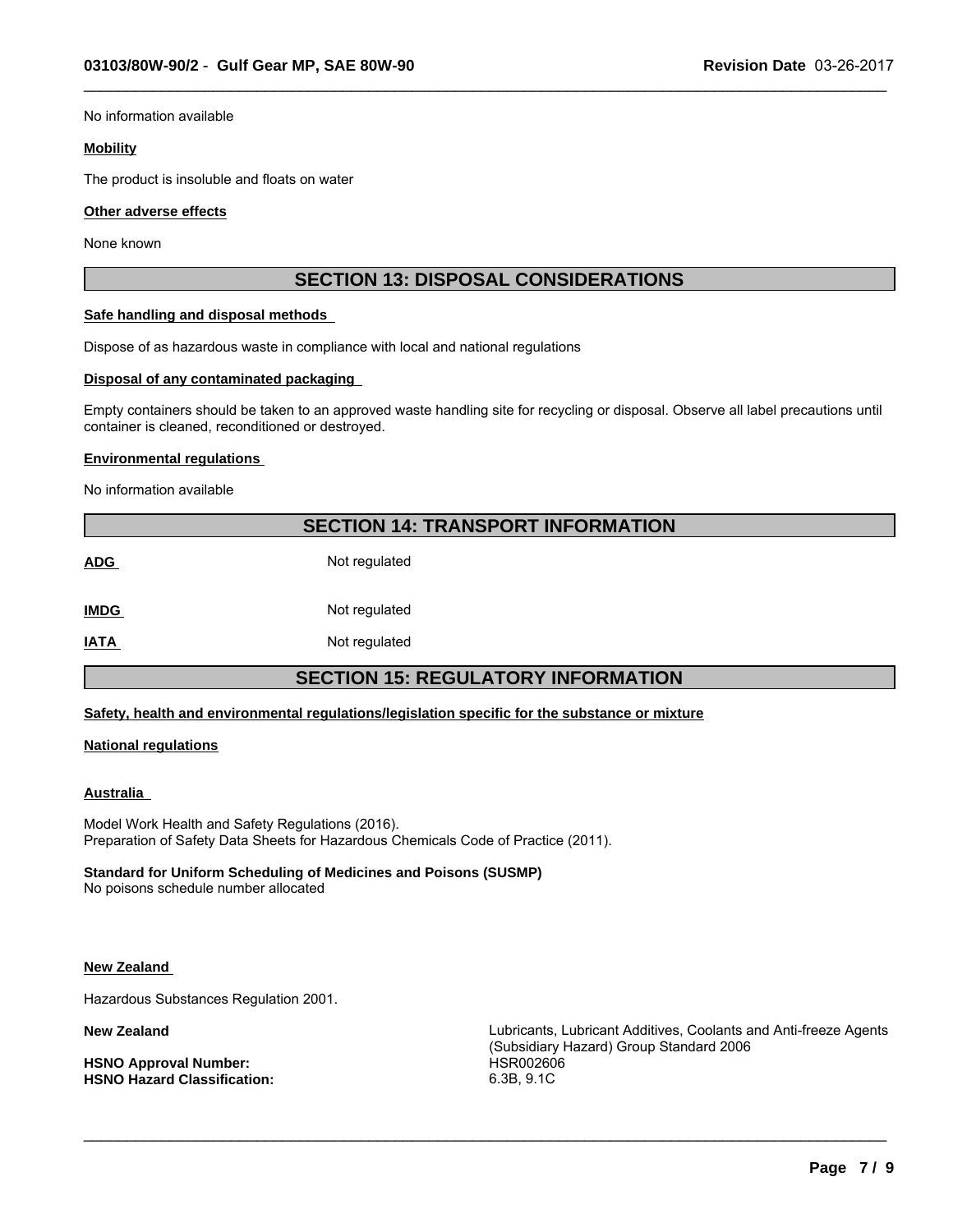No information available

**Mobility**

The product is insoluble and floats on water

**Other adverse effects**

None known

## SECTION 13: DISPOSAL CONSIDERATIONS

**Safe handling and disposal methods**

Dispose of as hazardous waste in compliance with local and national regulations

**Disposal of any contaminated packaging**

Empty containers should be taken to an approved waste handling site for recycling or disposal. Observe all label precautions until container is cleaned, reconditioned or destroyed.

**Environmental regulations**

No information available

## SECTION 14: TRANSPORT INFORMATION

| | |
|---|---|
| **ADG** | Not regulated |
| **IMDG** | Not regulated |
| **IATA** | Not regulated |

## SECTION 15: REGULATORY INFORMATION

**Safety, health and environmental regulations/legislation specific for the substance or mixture**

**National regulations**

**Australia**

Model Work Health and Safety Regulations (2016).
Preparation of Safety Data Sheets for Hazardous Chemicals Code of Practice (2011).

**Standard for Uniform Scheduling of Medicines and Poisons (SUSMP)**
No poisons schedule number allocated

**New Zealand**

Hazardous Substances Regulation 2001.

| | |
|---|---|
| **New Zealand** | Lubricants, Lubricant Additives, Coolants and Anti-freeze Agents (Subsidiary Hazard) Group Standard 2006 |
| **HSNO Approval Number:** | HSR002606 |
| **HSNO Hazard Classification:** | 6.3B, 9.1C |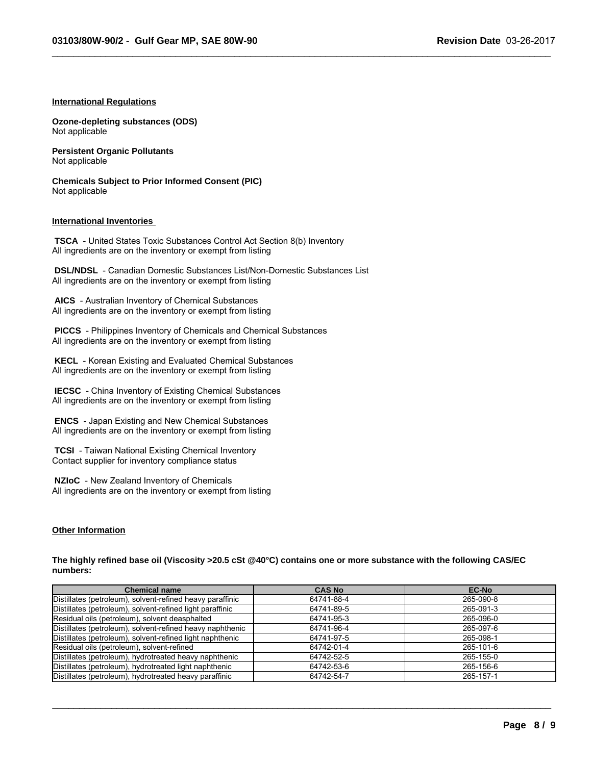## International Regulations

**Ozone-depleting substances (ODS)**
Not applicable

**Persistent Organic Pollutants**
Not applicable

**Chemicals Subject to Prior Informed Consent (PIC)**
Not applicable

## International Inventories

**TSCA** - United States Toxic Substances Control Act Section 8(b) Inventory
All ingredients are on the inventory or exempt from listing

**DSL/NDSL** - Canadian Domestic Substances List/Non-Domestic Substances List
All ingredients are on the inventory or exempt from listing

**AICS** - Australian Inventory of Chemical Substances
All ingredients are on the inventory or exempt from listing

**PICCS** - Philippines Inventory of Chemicals and Chemical Substances
All ingredients are on the inventory or exempt from listing

**KECL** - Korean Existing and Evaluated Chemical Substances
All ingredients are on the inventory or exempt from listing

**IECSC** - China Inventory of Existing Chemical Substances
All ingredients are on the inventory or exempt from listing

**ENCS** - Japan Existing and New Chemical Substances
All ingredients are on the inventory or exempt from listing

**TCSI** - Taiwan National Existing Chemical Inventory
Contact supplier for inventory compliance status

**NZIoC** - New Zealand Inventory of Chemicals
All ingredients are on the inventory or exempt from listing

## Other Information

**The highly refined base oil (Viscosity >20.5 cSt @40°C) contains one or more substance with the following CAS/EC numbers:**

| Chemical name | CAS No | EC-No |
|---|---|---|
| Distillates (petroleum), solvent-refined heavy paraffinic | 64741-88-4 | 265-090-8 |
| Distillates (petroleum), solvent-refined light paraffinic | 64741-89-5 | 265-091-3 |
| Residual oils (petroleum), solvent deasphalted | 64741-95-3 | 265-096-0 |
| Distillates (petroleum), solvent-refined heavy naphthenic | 64741-96-4 | 265-097-6 |
| Distillates (petroleum), solvent-refined light naphthenic | 64741-97-5 | 265-098-1 |
| Residual oils (petroleum), solvent-refined | 64742-01-4 | 265-101-6 |
| Distillates (petroleum), hydrotreated heavy naphthenic | 64742-52-5 | 265-155-0 |
| Distillates (petroleum), hydrotreated light naphthenic | 64742-53-6 | 265-156-6 |
| Distillates (petroleum), hydrotreated heavy paraffinic | 64742-54-7 | 265-157-1 |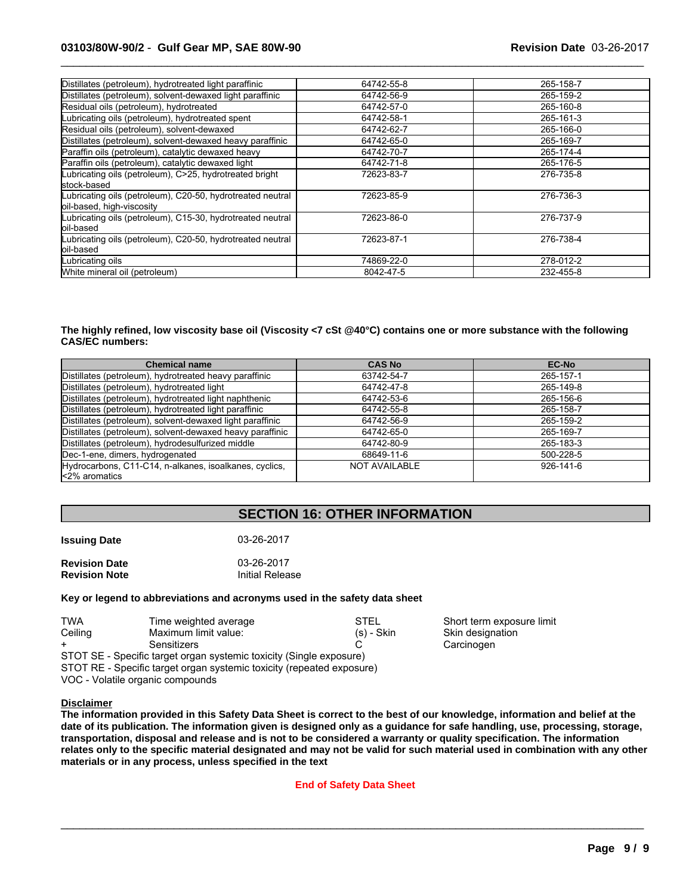| | | |
|---|---|---|
| Distillates (petroleum), hydrotreated light paraffinic | 64742-55-8 | 265-158-7 |
| Distillates (petroleum), solvent-dewaxed light paraffinic | 64742-56-9 | 265-159-2 |
| Residual oils (petroleum), hydrotreated | 64742-57-0 | 265-160-8 |
| Lubricating oils (petroleum), hydrotreated spent | 64742-58-1 | 265-161-3 |
| Residual oils (petroleum), solvent-dewaxed | 64742-62-7 | 265-166-0 |
| Distillates (petroleum), solvent-dewaxed heavy paraffinic | 64742-65-0 | 265-169-7 |
| Paraffin oils (petroleum), catalytic dewaxed heavy | 64742-70-7 | 265-174-4 |
| Paraffin oils (petroleum), catalytic dewaxed light | 64742-71-8 | 265-176-5 |
| Lubricating oils (petroleum), C>25, hydrotreated bright stock-based | 72623-83-7 | 276-735-8 |
| Lubricating oils (petroleum), C20-50, hydrotreated neutral oil-based, high-viscosity | 72623-85-9 | 276-736-3 |
| Lubricating oils (petroleum), C15-30, hydrotreated neutral oil-based | 72623-86-0 | 276-737-9 |
| Lubricating oils (petroleum), C20-50, hydrotreated neutral oil-based | 72623-87-1 | 276-738-4 |
| Lubricating oils | 74869-22-0 | 278-012-2 |
| White mineral oil (petroleum) | 8042-47-5 | 232-455-8 |

**The highly refined, low viscosity base oil (Viscosity <7 cSt @40°C) contains one or more substance with the following CAS/EC numbers:**

| Chemical name | CAS No | EC-No |
|---|---|---|
| Distillates (petroleum), hydrotreated heavy paraffinic | 63742-54-7 | 265-157-1 |
| Distillates (petroleum), hydrotreated light | 64742-47-8 | 265-149-8 |
| Distillates (petroleum), hydrotreated light naphthenic | 64742-53-6 | 265-156-6 |
| Distillates (petroleum), hydrotreated light paraffinic | 64742-55-8 | 265-158-7 |
| Distillates (petroleum), solvent-dewaxed light paraffinic | 64742-56-9 | 265-159-2 |
| Distillates (petroleum), solvent-dewaxed heavy paraffinic | 64742-65-0 | 265-169-7 |
| Distillates (petroleum), hydrodesulfurized middle | 64742-80-9 | 265-183-3 |
| Dec-1-ene, dimers, hydrogenated | 68649-11-6 | 500-228-5 |
| Hydrocarbons, C11-C14, n-alkanes, isoalkanes, cyclics, <2% aromatics | NOT AVAILABLE | 926-141-6 |

## SECTION 16: OTHER INFORMATION

**Issuing Date** 03-26-2017

**Revision Date** 03-26-2017
**Revision Note** Initial Release

**Key or legend to abbreviations and acronyms used in the safety data sheet**

| | | | |
|---|---|---|---|
| TWA | Time weighted average | STEL | Short term exposure limit |
| Ceiling | Maximum limit value: | (s) - Skin | Skin designation |
| + | Sensitizers | C | Carcinogen |

STOT SE - Specific target organ systemic toxicity (Single exposure)
STOT RE - Specific target organ systemic toxicity (repeated exposure)
VOC - Volatile organic compounds

**Disclaimer**
**The information provided in this Safety Data Sheet is correct to the best of our knowledge, information and belief at the date of its publication. The information given is designed only as a guidance for safe handling, use, processing, storage, transportation, disposal and release and is not to be considered a warranty or quality specification. The information relates only to the specific material designated and may not be valid for such material used in combination with any other materials or in any process, unless specified in the text**

**End of Safety Data Sheet**